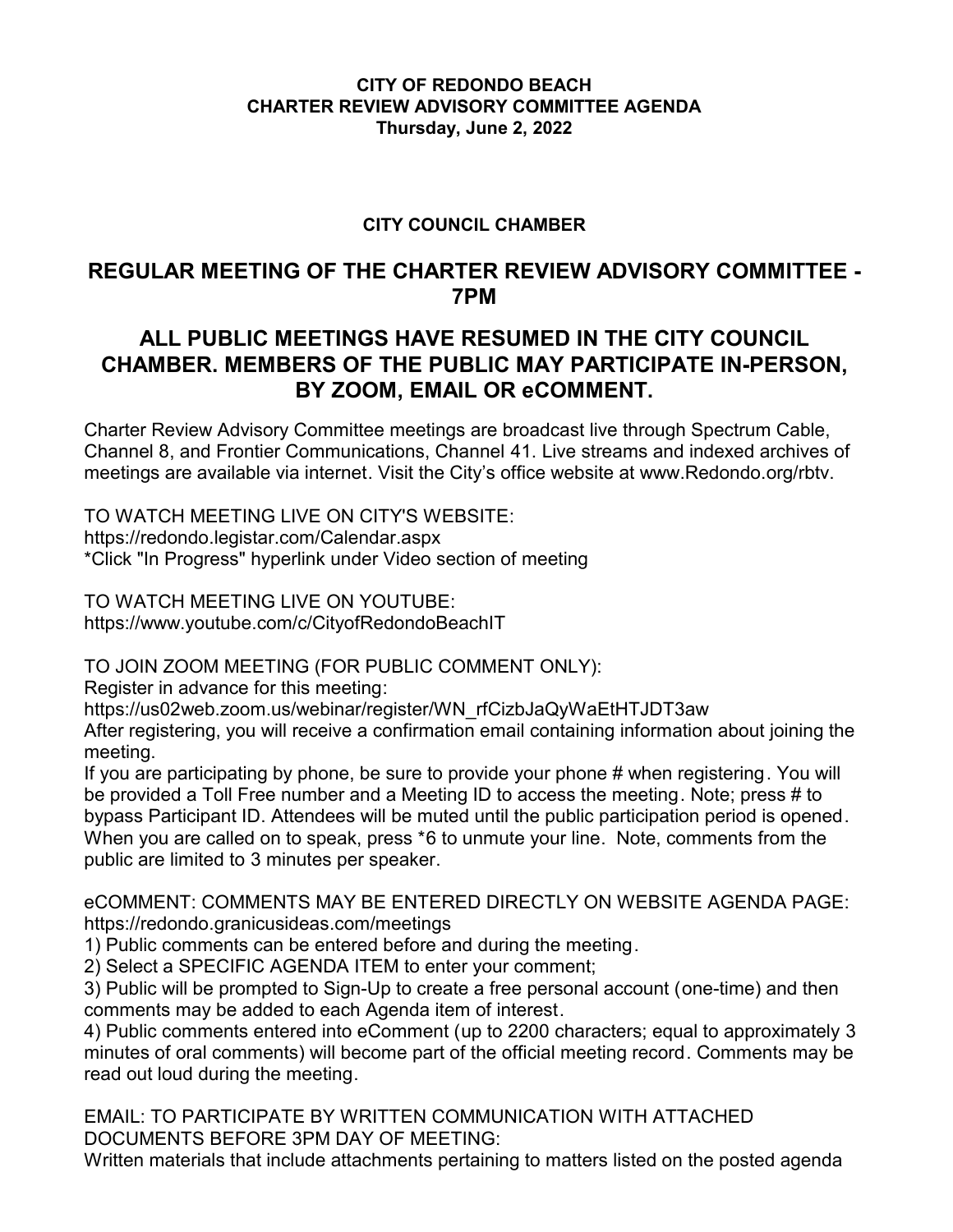**CITY OF REDONDO BEACH**
**CHARTER REVIEW ADVISORY COMMITTEE AGENDA**
**Thursday, June 2, 2022**

**CITY COUNCIL CHAMBER**

## REGULAR MEETING OF THE CHARTER REVIEW ADVISORY COMMITTEE - 7PM

## ALL PUBLIC MEETINGS HAVE RESUMED IN THE CITY COUNCIL CHAMBER. MEMBERS OF THE PUBLIC MAY PARTICIPATE IN-PERSON, BY ZOOM, EMAIL OR eCOMMENT.

Charter Review Advisory Committee meetings are broadcast live through Spectrum Cable, Channel 8, and Frontier Communications, Channel 41. Live streams and indexed archives of meetings are available via internet. Visit the City's office website at www.Redondo.org/rbtv.

TO WATCH MEETING LIVE ON CITY'S WEBSITE:
https://redondo.legistar.com/Calendar.aspx
*Click "In Progress" hyperlink under Video section of meeting

TO WATCH MEETING LIVE ON YOUTUBE:
https://www.youtube.com/c/CityofRedondoBeachIT

TO JOIN ZOOM MEETING (FOR PUBLIC COMMENT ONLY):
Register in advance for this meeting:
https://us02web.zoom.us/webinar/register/WN_rfCizbJaQyWaEtHTJDT3aw
After registering, you will receive a confirmation email containing information about joining the meeting.
If you are participating by phone, be sure to provide your phone # when registering. You will be provided a Toll Free number and a Meeting ID to access the meeting. Note; press # to bypass Participant ID. Attendees will be muted until the public participation period is opened. When you are called on to speak, press *6 to unmute your line. Note, comments from the public are limited to 3 minutes per speaker.

eCOMMENT: COMMENTS MAY BE ENTERED DIRECTLY ON WEBSITE AGENDA PAGE:
https://redondo.granicusideas.com/meetings
1) Public comments can be entered before and during the meeting.
2) Select a SPECIFIC AGENDA ITEM to enter your comment;
3) Public will be prompted to Sign-Up to create a free personal account (one-time) and then comments may be added to each Agenda item of interest.
4) Public comments entered into eComment (up to 2200 characters; equal to approximately 3 minutes of oral comments) will become part of the official meeting record. Comments may be read out loud during the meeting.

EMAIL: TO PARTICIPATE BY WRITTEN COMMUNICATION WITH ATTACHED DOCUMENTS BEFORE 3PM DAY OF MEETING:
Written materials that include attachments pertaining to matters listed on the posted agenda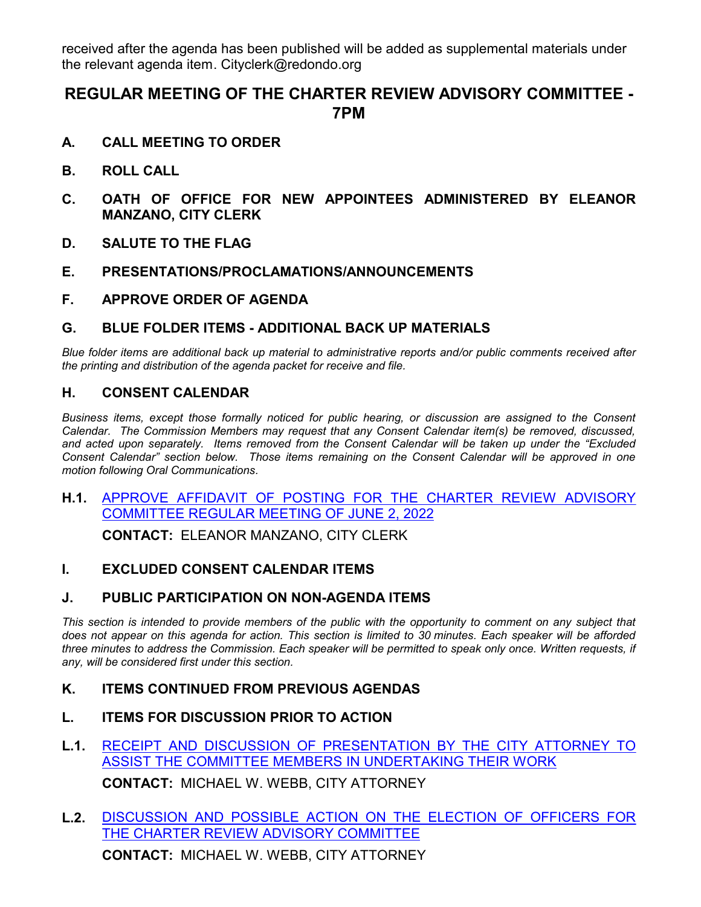received after the agenda has been published will be added as supplemental materials under the relevant agenda item. Cityclerk@redondo.org

## REGULAR MEETING OF THE CHARTER REVIEW ADVISORY COMMITTEE - 7PM

**A. CALL MEETING TO ORDER**

**B. ROLL CALL**

**C. OATH OF OFFICE FOR NEW APPOINTEES ADMINISTERED BY ELEANOR MANZANO, CITY CLERK**

**D. SALUTE TO THE FLAG**

**E. PRESENTATIONS/PROCLAMATIONS/ANNOUNCEMENTS**

**F. APPROVE ORDER OF AGENDA**

**G. BLUE FOLDER ITEMS - ADDITIONAL BACK UP MATERIALS**

*Blue folder items are additional back up material to administrative reports and/or public comments received after the printing and distribution of the agenda packet for receive and file.*

**H. CONSENT CALENDAR**

*Business items, except those formally noticed for public hearing, or discussion are assigned to the Consent Calendar. The Commission Members may request that any Consent Calendar item(s) be removed, discussed, and acted upon separately. Items removed from the Consent Calendar will be taken up under the "Excluded Consent Calendar" section below. Those items remaining on the Consent Calendar will be approved in one motion following Oral Communications.*

**H.1.** APPROVE AFFIDAVIT OF POSTING FOR THE CHARTER REVIEW ADVISORY COMMITTEE REGULAR MEETING OF JUNE 2, 2022

**CONTACT:** ELEANOR MANZANO, CITY CLERK

**I. EXCLUDED CONSENT CALENDAR ITEMS**

**J. PUBLIC PARTICIPATION ON NON-AGENDA ITEMS**

*This section is intended to provide members of the public with the opportunity to comment on any subject that does not appear on this agenda for action. This section is limited to 30 minutes. Each speaker will be afforded three minutes to address the Commission. Each speaker will be permitted to speak only once. Written requests, if any, will be considered first under this section.*

**K. ITEMS CONTINUED FROM PREVIOUS AGENDAS**

**L. ITEMS FOR DISCUSSION PRIOR TO ACTION**

**L.1.** RECEIPT AND DISCUSSION OF PRESENTATION BY THE CITY ATTORNEY TO ASSIST THE COMMITTEE MEMBERS IN UNDERTAKING THEIR WORK

**CONTACT:** MICHAEL W. WEBB, CITY ATTORNEY

**L.2.** DISCUSSION AND POSSIBLE ACTION ON THE ELECTION OF OFFICERS FOR THE CHARTER REVIEW ADVISORY COMMITTEE

**CONTACT:** MICHAEL W. WEBB, CITY ATTORNEY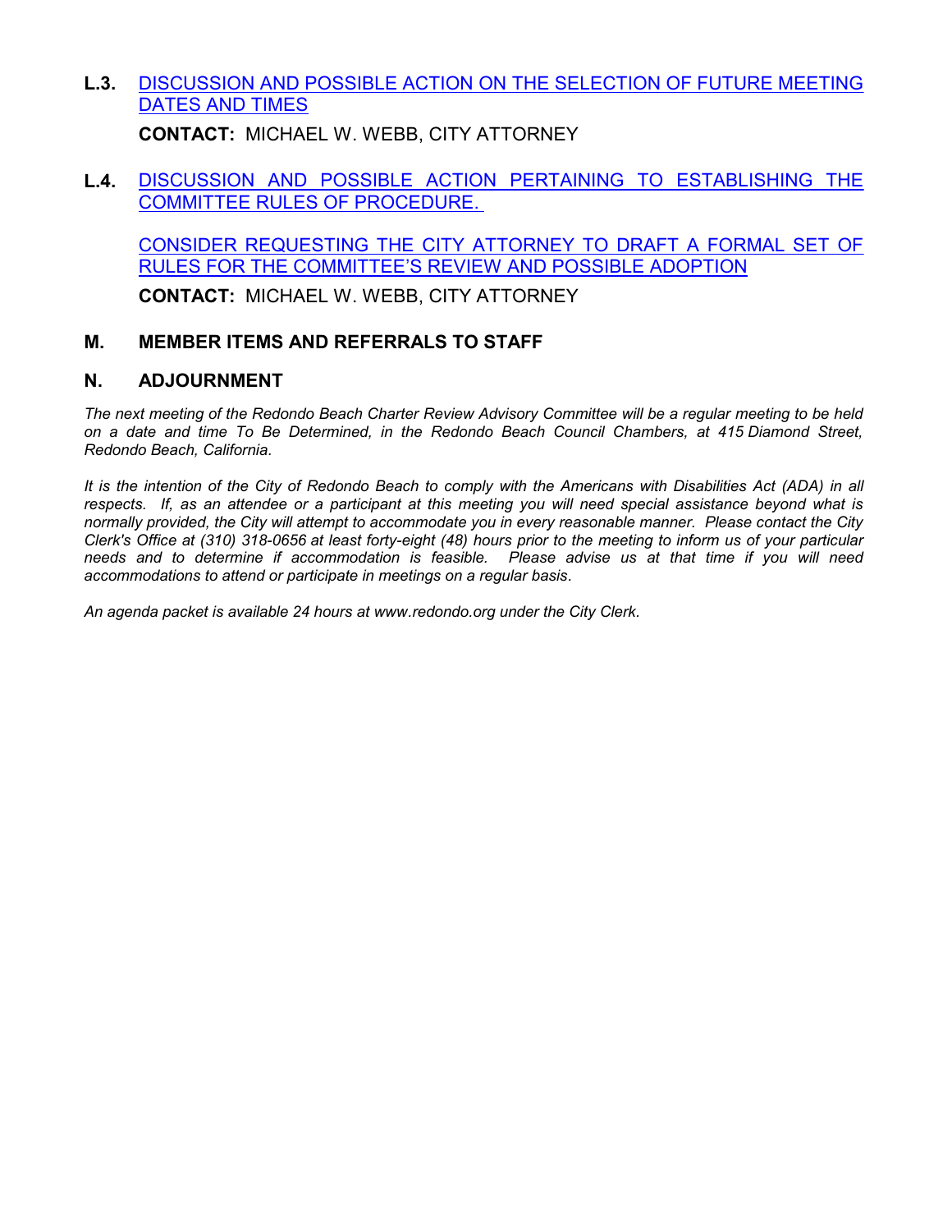**L.3.** DISCUSSION AND POSSIBLE ACTION ON THE SELECTION OF FUTURE MEETING DATES AND TIMES

**CONTACT:** MICHAEL W. WEBB, CITY ATTORNEY

**L.4.** DISCUSSION AND POSSIBLE ACTION PERTAINING TO ESTABLISHING THE COMMITTEE RULES OF PROCEDURE.

CONSIDER REQUESTING THE CITY ATTORNEY TO DRAFT A FORMAL SET OF RULES FOR THE COMMITTEE'S REVIEW AND POSSIBLE ADOPTION

**CONTACT:** MICHAEL W. WEBB, CITY ATTORNEY

## M. MEMBER ITEMS AND REFERRALS TO STAFF

## N. ADJOURNMENT

*The next meeting of the Redondo Beach Charter Review Advisory Committee will be a regular meeting to be held on a date and time To Be Determined, in the Redondo Beach Council Chambers, at 415 Diamond Street, Redondo Beach, California.*

*It is the intention of the City of Redondo Beach to comply with the Americans with Disabilities Act (ADA) in all respects. If, as an attendee or a participant at this meeting you will need special assistance beyond what is normally provided, the City will attempt to accommodate you in every reasonable manner. Please contact the City Clerk's Office at (310) 318-0656 at least forty-eight (48) hours prior to the meeting to inform us of your particular needs and to determine if accommodation is feasible. Please advise us at that time if you will need accommodations to attend or participate in meetings on a regular basis.*

*An agenda packet is available 24 hours at www.redondo.org under the City Clerk.*